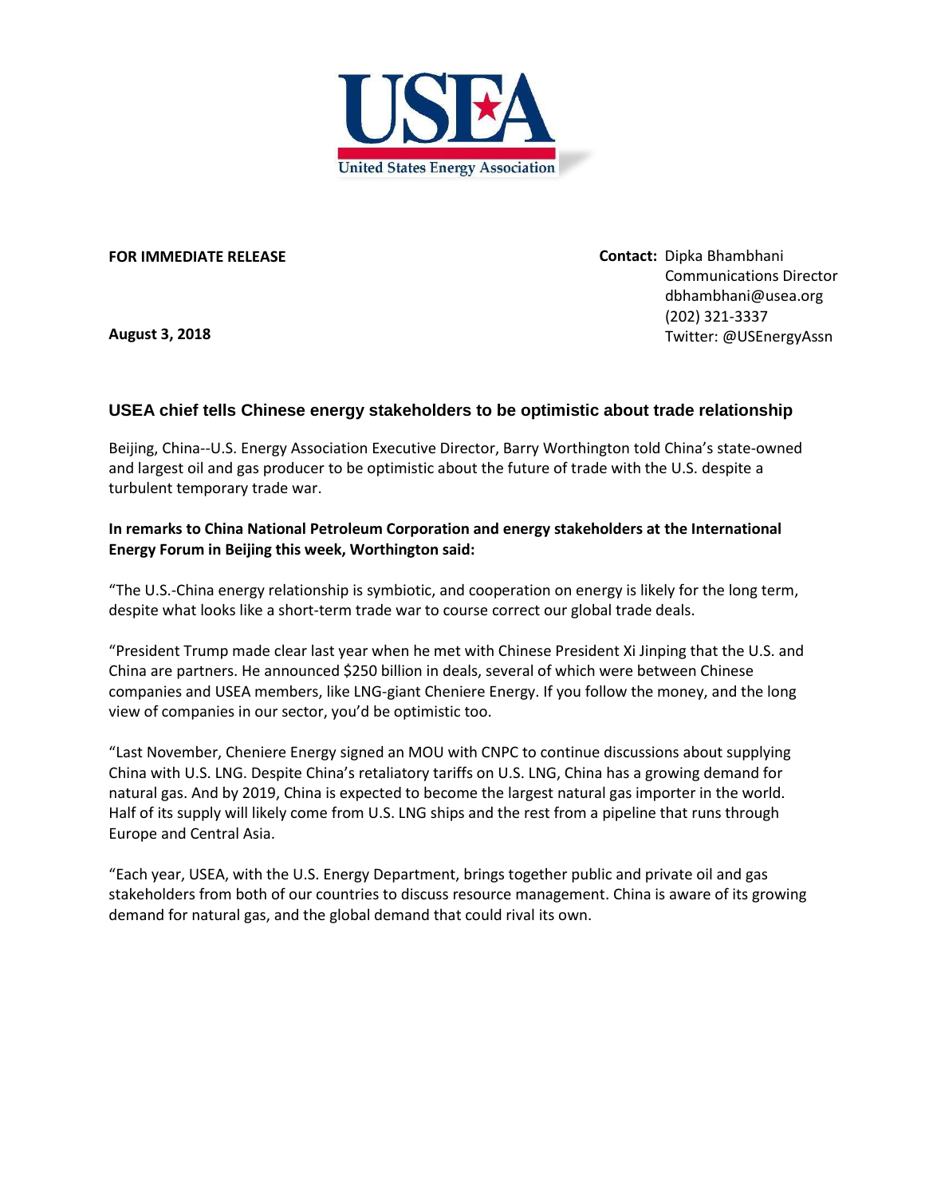USEA

United States Energy Association

**FOR IMMEDIATE RELEASE**

**Contact:** Dipka Bhambhani
Communications Director
dbhambhani@usea.org
(202) 321-3337
Twitter: @USEnergyAssn

**August 3, 2018**

## USEA chief tells Chinese energy stakeholders to be optimistic about trade relationship

Beijing, China--U.S. Energy Association Executive Director, Barry Worthington told China's state-owned and largest oil and gas producer to be optimistic about the future of trade with the U.S. despite a turbulent temporary trade war.

**In remarks to China National Petroleum Corporation and energy stakeholders at the International Energy Forum in Beijing this week, Worthington said:**

"The U.S.-China energy relationship is symbiotic, and cooperation on energy is likely for the long term, despite what looks like a short-term trade war to course correct our global trade deals.

"President Trump made clear last year when he met with Chinese President Xi Jinping that the U.S. and China are partners. He announced $250 billion in deals, several of which were between Chinese companies and USEA members, like LNG-giant Cheniere Energy. If you follow the money, and the long view of companies in our sector, you'd be optimistic too.

"Last November, Cheniere Energy signed an MOU with CNPC to continue discussions about supplying China with U.S. LNG. Despite China's retaliatory tariffs on U.S. LNG, China has a growing demand for natural gas. And by 2019, China is expected to become the largest natural gas importer in the world. Half of its supply will likely come from U.S. LNG ships and the rest from a pipeline that runs through Europe and Central Asia.

"Each year, USEA, with the U.S. Energy Department, brings together public and private oil and gas stakeholders from both of our countries to discuss resource management. China is aware of its growing demand for natural gas, and the global demand that could rival its own.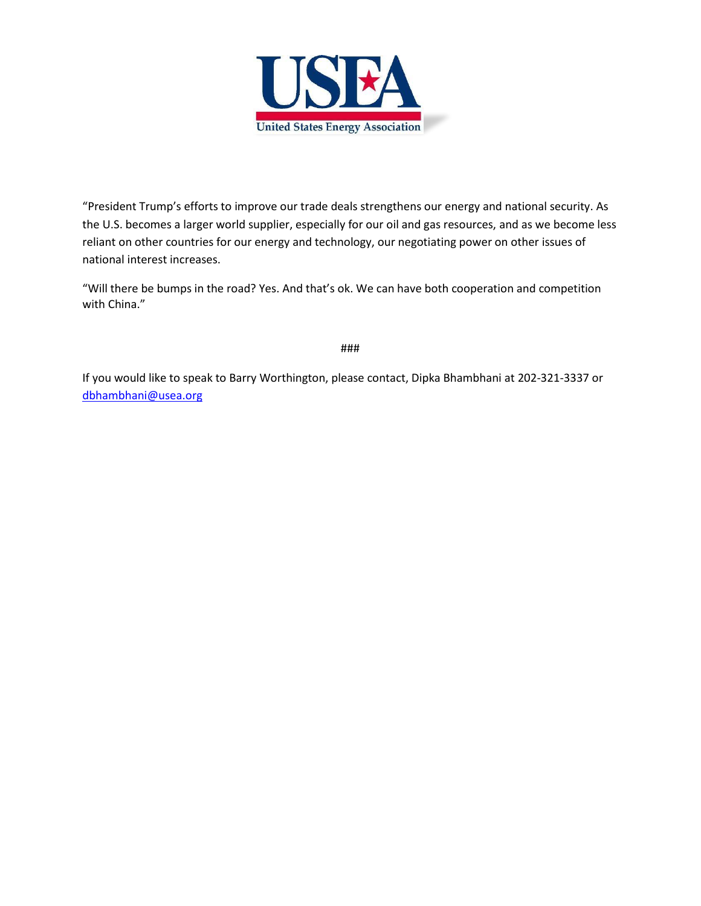"President Trump's efforts to improve our trade deals strengthens our energy and national security. As the U.S. becomes a larger world supplier, especially for our oil and gas resources, and as we become less reliant on other countries for our energy and technology, our negotiating power on other issues of national interest increases.

"Will there be bumps in the road? Yes. And that's ok. We can have both cooperation and competition with China."

###

If you would like to speak to Barry Worthington, please contact, Dipka Bhambhani at 202-321-3337 or dbhambhani@usea.org